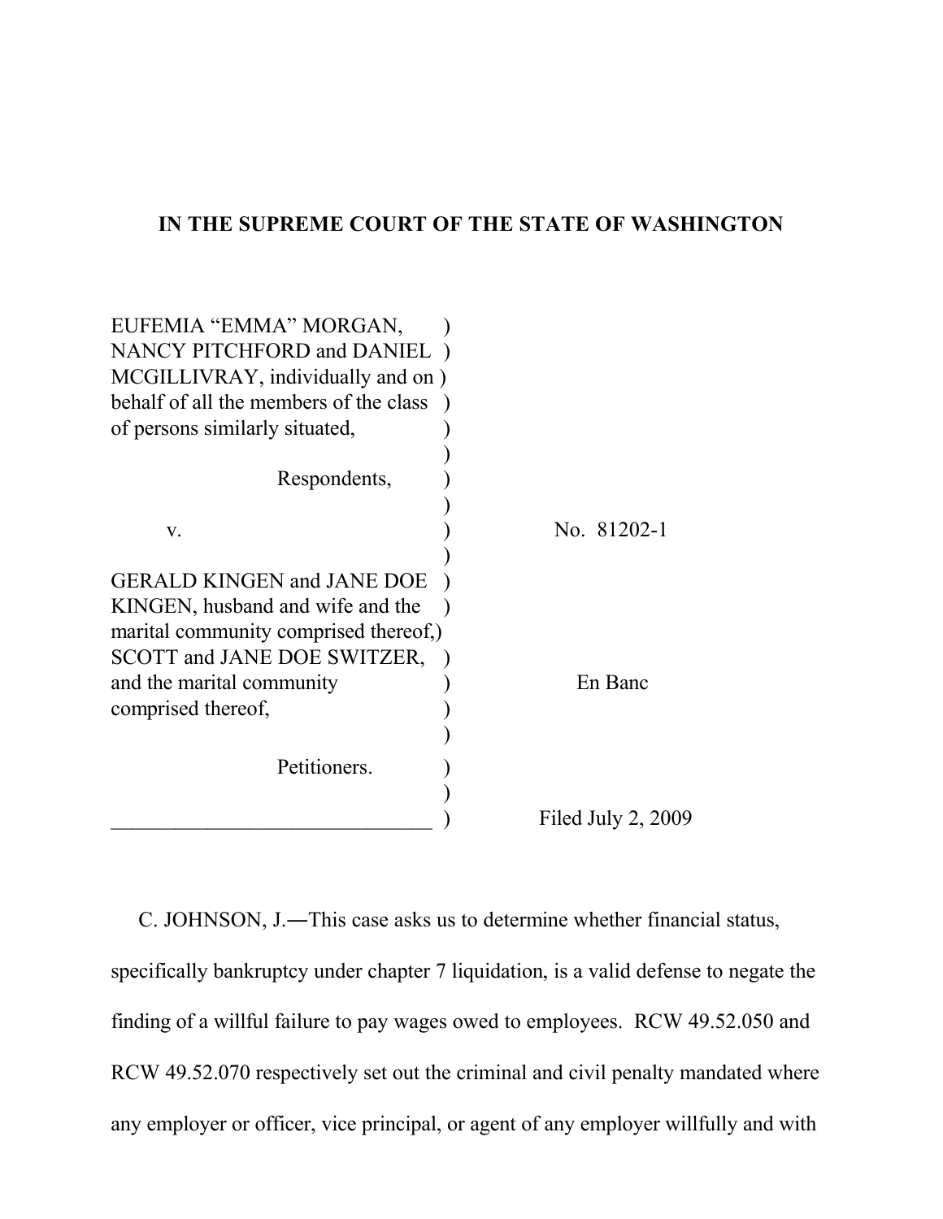**IN THE SUPREME COURT OF THE STATE OF WASHINGTON**

| | |
|---|---|
| EUFEMIA "EMMA" MORGAN, NANCY PITCHFORD and DANIEL MCGILLIVRAY, individually and on behalf of all the members of the class of persons similarly situated, | |
| Respondents, | |
| v. | No. 81202-1 |
| GERALD KINGEN and JANE DOE KINGEN, husband and wife and the marital community comprised thereof, SCOTT and JANE DOE SWITZER, and the marital community comprised thereof, | En Banc |
| Petitioners. | |
| | Filed July 2, 2009 |

C. JOHNSON, J.―This case asks us to determine whether financial status, specifically bankruptcy under chapter 7 liquidation, is a valid defense to negate the finding of a willful failure to pay wages owed to employees. RCW 49.52.050 and RCW 49.52.070 respectively set out the criminal and civil penalty mandated where any employer or officer, vice principal, or agent of any employer willfully and with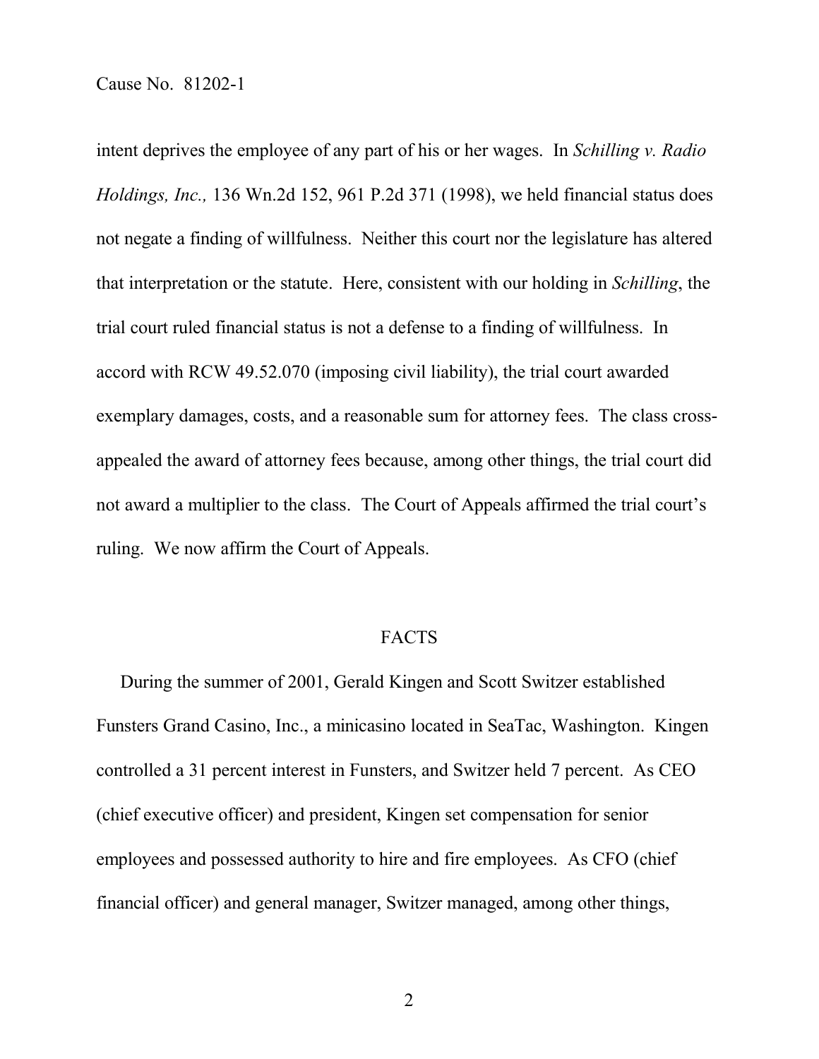intent deprives the employee of any part of his or her wages. In *Schilling v. Radio Holdings, Inc.,* 136 Wn.2d 152, 961 P.2d 371 (1998), we held financial status does not negate a finding of willfulness. Neither this court nor the legislature has altered that interpretation or the statute. Here, consistent with our holding in *Schilling*, the trial court ruled financial status is not a defense to a finding of willfulness. In accord with RCW 49.52.070 (imposing civil liability), the trial court awarded exemplary damages, costs, and a reasonable sum for attorney fees. The class cross-appealed the award of attorney fees because, among other things, the trial court did not award a multiplier to the class. The Court of Appeals affirmed the trial court's ruling. We now affirm the Court of Appeals.

## FACTS

During the summer of 2001, Gerald Kingen and Scott Switzer established Funsters Grand Casino, Inc., a minicasino located in SeaTac, Washington. Kingen controlled a 31 percent interest in Funsters, and Switzer held 7 percent. As CEO (chief executive officer) and president, Kingen set compensation for senior employees and possessed authority to hire and fire employees. As CFO (chief financial officer) and general manager, Switzer managed, among other things,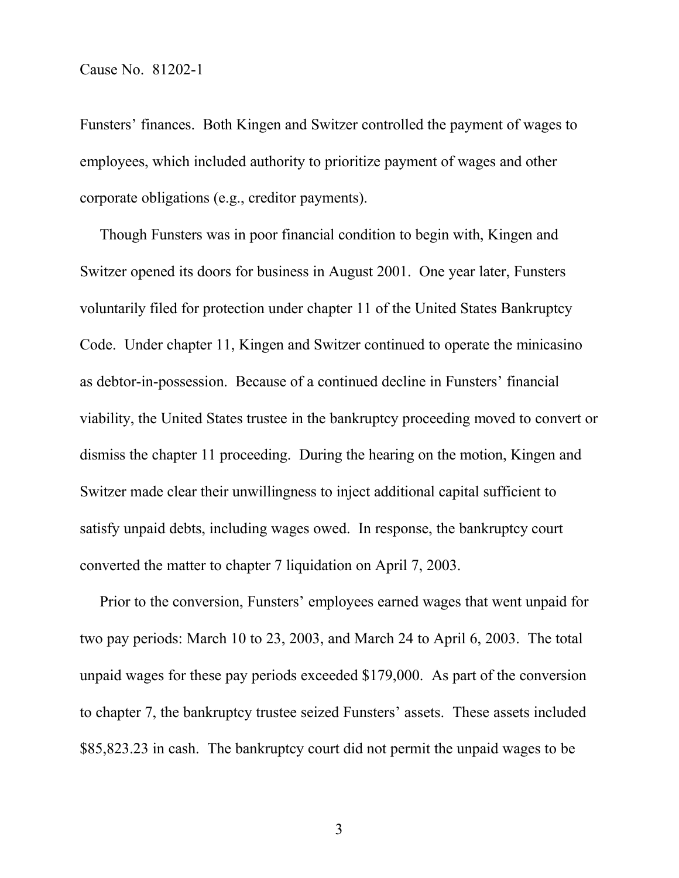Funsters' finances. Both Kingen and Switzer controlled the payment of wages to employees, which included authority to prioritize payment of wages and other corporate obligations (e.g., creditor payments).

Though Funsters was in poor financial condition to begin with, Kingen and Switzer opened its doors for business in August 2001. One year later, Funsters voluntarily filed for protection under chapter 11 of the United States Bankruptcy Code. Under chapter 11, Kingen and Switzer continued to operate the minicasino as debtor-in-possession. Because of a continued decline in Funsters' financial viability, the United States trustee in the bankruptcy proceeding moved to convert or dismiss the chapter 11 proceeding. During the hearing on the motion, Kingen and Switzer made clear their unwillingness to inject additional capital sufficient to satisfy unpaid debts, including wages owed. In response, the bankruptcy court converted the matter to chapter 7 liquidation on April 7, 2003.

Prior to the conversion, Funsters' employees earned wages that went unpaid for two pay periods: March 10 to 23, 2003, and March 24 to April 6, 2003. The total unpaid wages for these pay periods exceeded $179,000. As part of the conversion to chapter 7, the bankruptcy trustee seized Funsters' assets. These assets included $85,823.23 in cash. The bankruptcy court did not permit the unpaid wages to be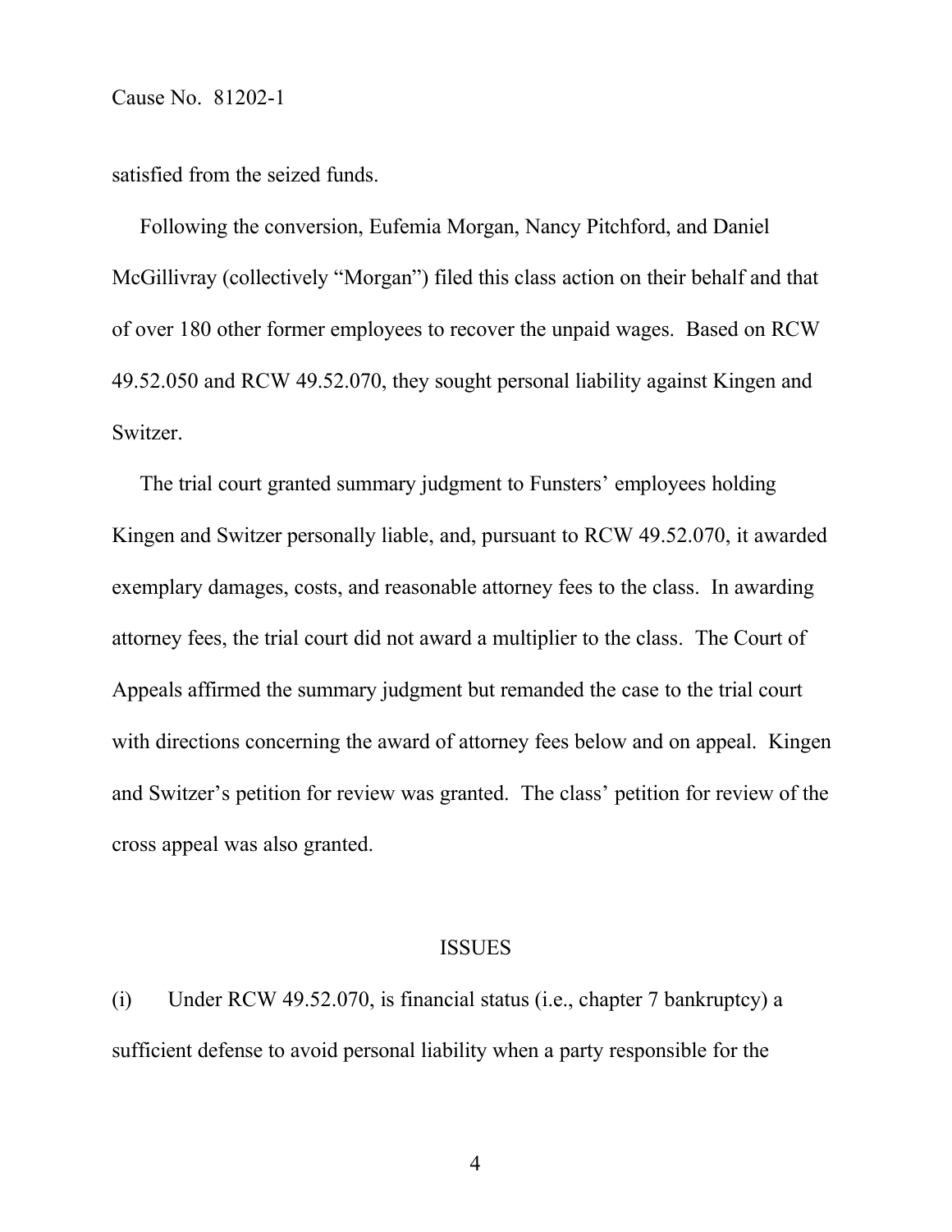satisfied from the seized funds.

Following the conversion, Eufemia Morgan, Nancy Pitchford, and Daniel McGillivray (collectively "Morgan") filed this class action on their behalf and that of over 180 other former employees to recover the unpaid wages. Based on RCW 49.52.050 and RCW 49.52.070, they sought personal liability against Kingen and Switzer.

The trial court granted summary judgment to Funsters' employees holding Kingen and Switzer personally liable, and, pursuant to RCW 49.52.070, it awarded exemplary damages, costs, and reasonable attorney fees to the class. In awarding attorney fees, the trial court did not award a multiplier to the class. The Court of Appeals affirmed the summary judgment but remanded the case to the trial court with directions concerning the award of attorney fees below and on appeal. Kingen and Switzer's petition for review was granted. The class' petition for review of the cross appeal was also granted.

## ISSUES

(i) Under RCW 49.52.070, is financial status (i.e., chapter 7 bankruptcy) a sufficient defense to avoid personal liability when a party responsible for the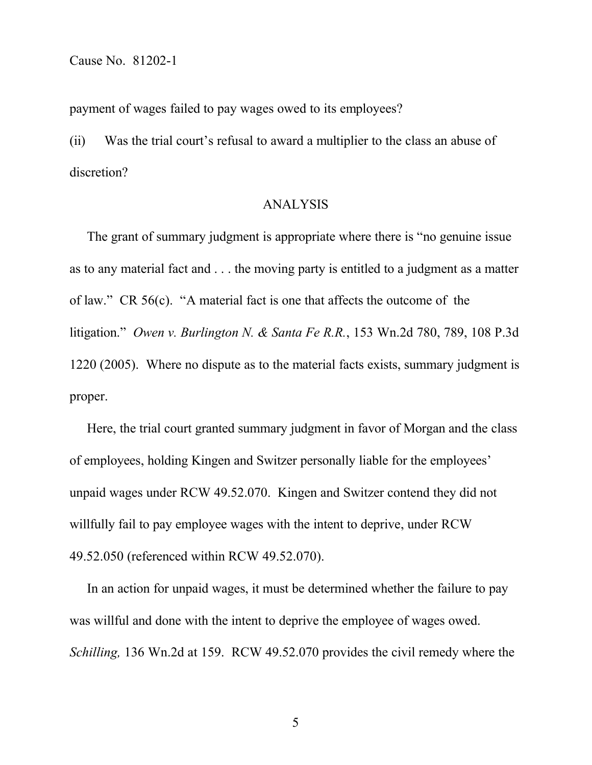payment of wages failed to pay wages owed to its employees?

(ii) Was the trial court's refusal to award a multiplier to the class an abuse of discretion?

## ANALYSIS

The grant of summary judgment is appropriate where there is "no genuine issue as to any material fact and . . . the moving party is entitled to a judgment as a matter of law." CR 56(c). "A material fact is one that affects the outcome of the litigation." *Owen v. Burlington N. & Santa Fe R.R.*, 153 Wn.2d 780, 789, 108 P.3d 1220 (2005). Where no dispute as to the material facts exists, summary judgment is proper.

Here, the trial court granted summary judgment in favor of Morgan and the class of employees, holding Kingen and Switzer personally liable for the employees' unpaid wages under RCW 49.52.070. Kingen and Switzer contend they did not willfully fail to pay employee wages with the intent to deprive, under RCW 49.52.050 (referenced within RCW 49.52.070).

In an action for unpaid wages, it must be determined whether the failure to pay was willful and done with the intent to deprive the employee of wages owed. *Schilling,* 136 Wn.2d at 159. RCW 49.52.070 provides the civil remedy where the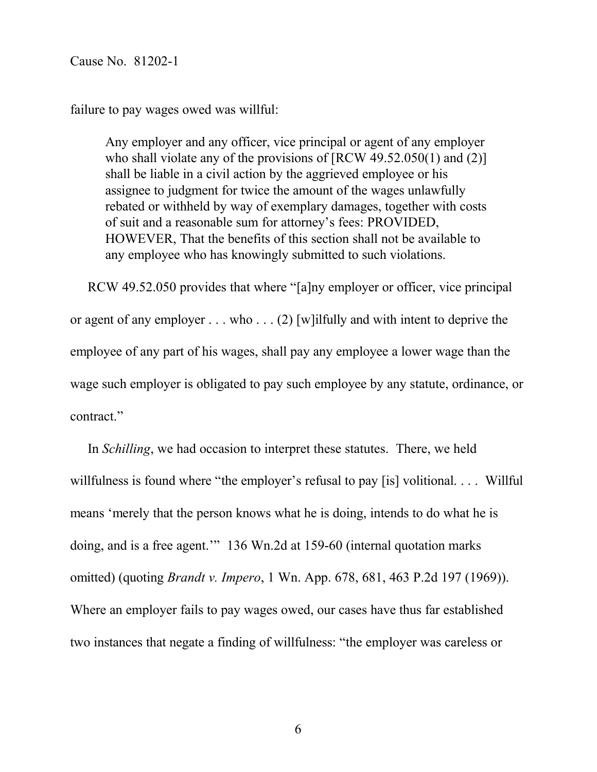failure to pay wages owed was willful:

> Any employer and any officer, vice principal or agent of any employer who shall violate any of the provisions of [RCW 49.52.050(1) and (2)] shall be liable in a civil action by the aggrieved employee or his assignee to judgment for twice the amount of the wages unlawfully rebated or withheld by way of exemplary damages, together with costs of suit and a reasonable sum for attorney's fees: PROVIDED, HOWEVER, That the benefits of this section shall not be available to any employee who has knowingly submitted to such violations.

RCW 49.52.050 provides that where "[a]ny employer or officer, vice principal or agent of any employer . . . who . . . (2) [w]ilfully and with intent to deprive the employee of any part of his wages, shall pay any employee a lower wage than the wage such employer is obligated to pay such employee by any statute, ordinance, or contract."

In *Schilling*, we had occasion to interpret these statutes. There, we held willfulness is found where "the employer's refusal to pay [is] volitional. . . . Willful means 'merely that the person knows what he is doing, intends to do what he is doing, and is a free agent.'" 136 Wn.2d at 159-60 (internal quotation marks omitted) (quoting *Brandt v. Impero*, 1 Wn. App. 678, 681, 463 P.2d 197 (1969)). Where an employer fails to pay wages owed, our cases have thus far established two instances that negate a finding of willfulness: "the employer was careless or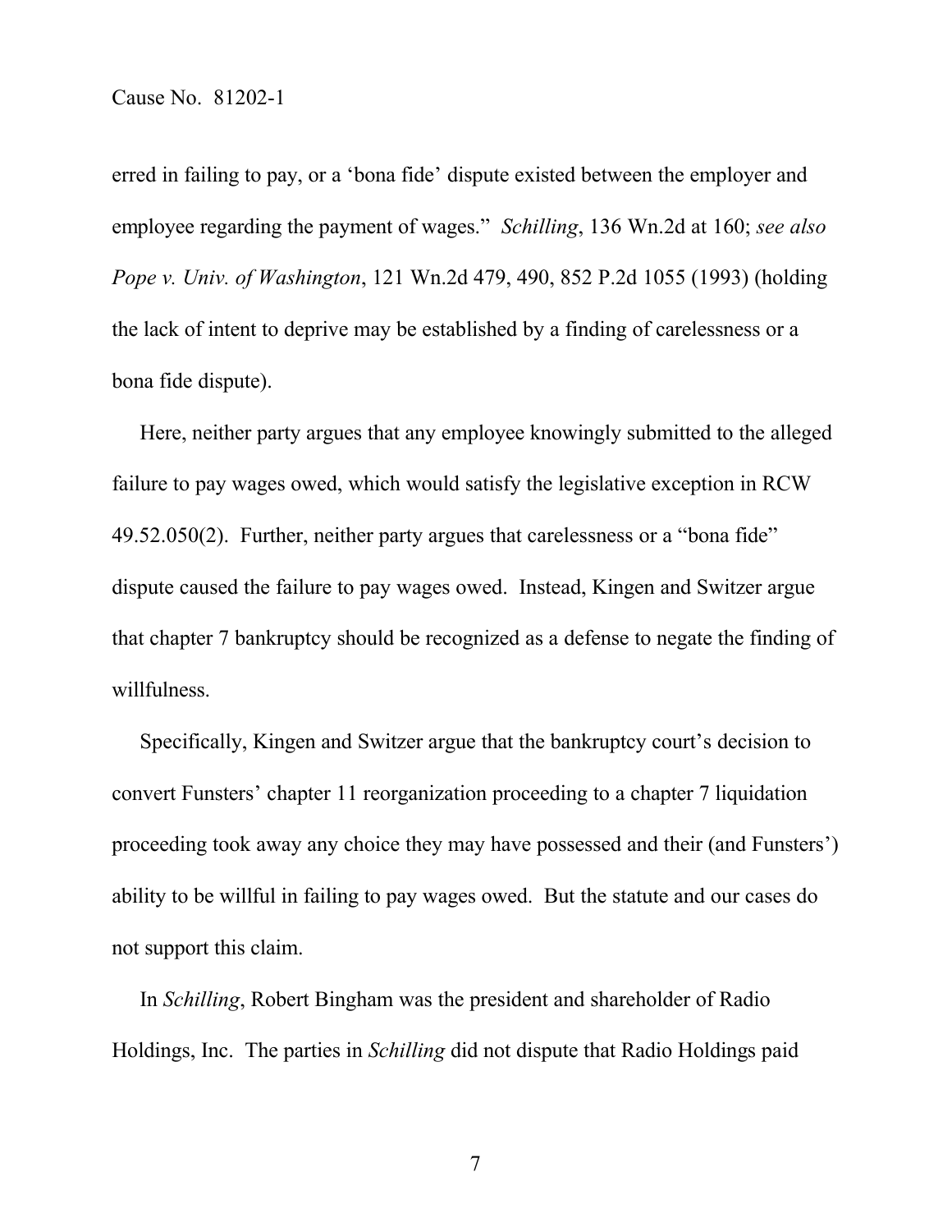erred in failing to pay, or a 'bona fide' dispute existed between the employer and employee regarding the payment of wages." *Schilling*, 136 Wn.2d at 160; *see also Pope v. Univ. of Washington*, 121 Wn.2d 479, 490, 852 P.2d 1055 (1993) (holding the lack of intent to deprive may be established by a finding of carelessness or a bona fide dispute).

Here, neither party argues that any employee knowingly submitted to the alleged failure to pay wages owed, which would satisfy the legislative exception in RCW 49.52.050(2). Further, neither party argues that carelessness or a "bona fide" dispute caused the failure to pay wages owed. Instead, Kingen and Switzer argue that chapter 7 bankruptcy should be recognized as a defense to negate the finding of willfulness.

Specifically, Kingen and Switzer argue that the bankruptcy court's decision to convert Funsters' chapter 11 reorganization proceeding to a chapter 7 liquidation proceeding took away any choice they may have possessed and their (and Funsters') ability to be willful in failing to pay wages owed. But the statute and our cases do not support this claim.

In *Schilling*, Robert Bingham was the president and shareholder of Radio Holdings, Inc. The parties in *Schilling* did not dispute that Radio Holdings paid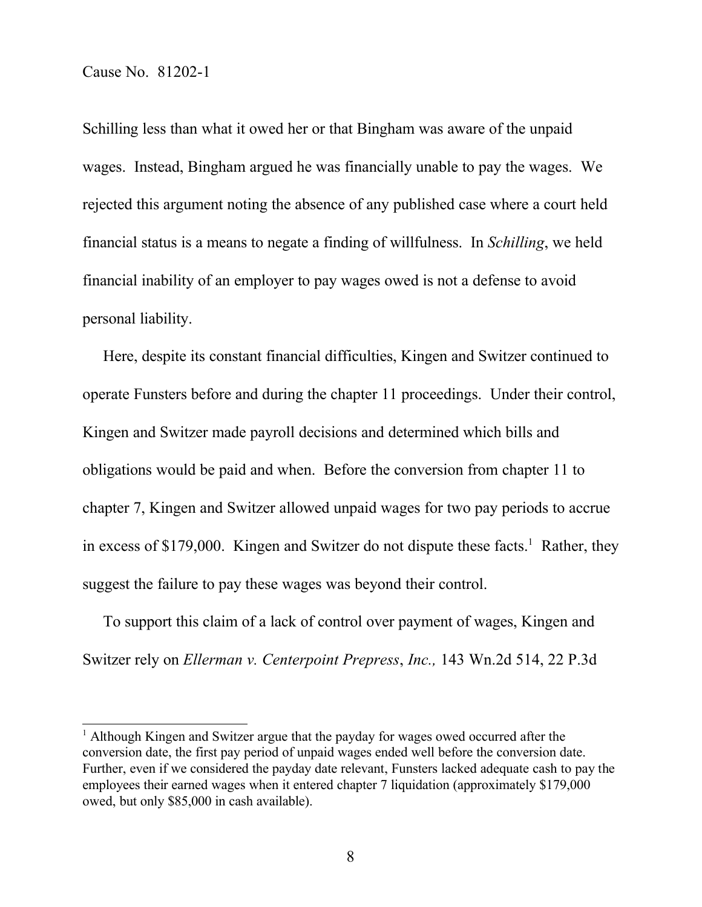Schilling less than what it owed her or that Bingham was aware of the unpaid wages. Instead, Bingham argued he was financially unable to pay the wages. We rejected this argument noting the absence of any published case where a court held financial status is a means to negate a finding of willfulness. In *Schilling*, we held financial inability of an employer to pay wages owed is not a defense to avoid personal liability.

Here, despite its constant financial difficulties, Kingen and Switzer continued to operate Funsters before and during the chapter 11 proceedings. Under their control, Kingen and Switzer made payroll decisions and determined which bills and obligations would be paid and when. Before the conversion from chapter 11 to chapter 7, Kingen and Switzer allowed unpaid wages for two pay periods to accrue in excess of $179,000. Kingen and Switzer do not dispute these facts.[1] Rather, they suggest the failure to pay these wages was beyond their control.

To support this claim of a lack of control over payment of wages, Kingen and Switzer rely on *Ellerman v. Centerpoint Prepress*, *Inc.,* 143 Wn.2d 514, 22 P.3d

---

[1] Although Kingen and Switzer argue that the payday for wages owed occurred after the conversion date, the first pay period of unpaid wages ended well before the conversion date. Further, even if we considered the payday date relevant, Funsters lacked adequate cash to pay the employees their earned wages when it entered chapter 7 liquidation (approximately $179,000 owed, but only $85,000 in cash available).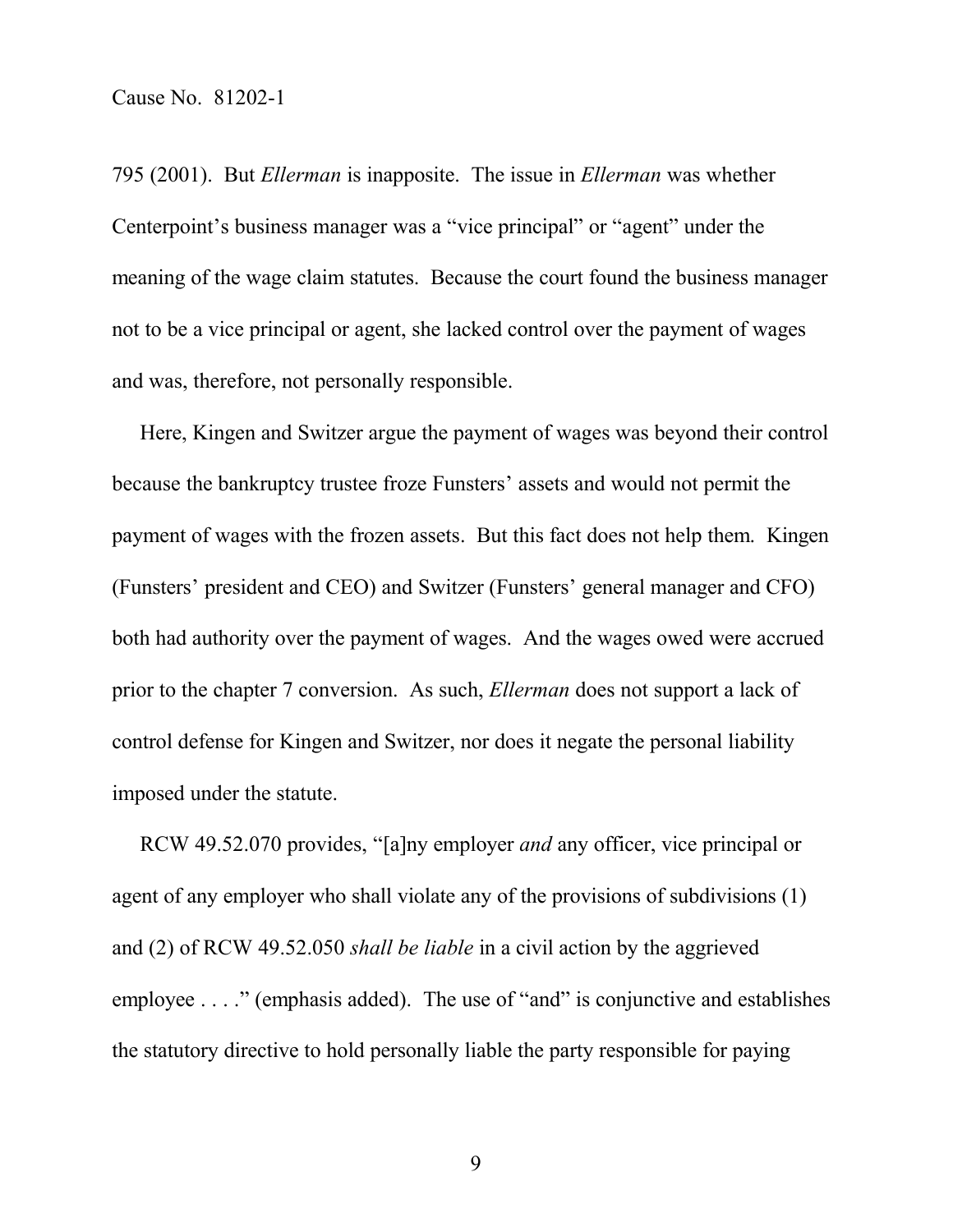795 (2001). But *Ellerman* is inapposite. The issue in *Ellerman* was whether Centerpoint's business manager was a "vice principal" or "agent" under the meaning of the wage claim statutes. Because the court found the business manager not to be a vice principal or agent, she lacked control over the payment of wages and was, therefore, not personally responsible.

Here, Kingen and Switzer argue the payment of wages was beyond their control because the bankruptcy trustee froze Funsters' assets and would not permit the payment of wages with the frozen assets. But this fact does not help them. Kingen (Funsters' president and CEO) and Switzer (Funsters' general manager and CFO) both had authority over the payment of wages. And the wages owed were accrued prior to the chapter 7 conversion. As such, *Ellerman* does not support a lack of control defense for Kingen and Switzer, nor does it negate the personal liability imposed under the statute.

RCW 49.52.070 provides, "[a]ny employer *and* any officer, vice principal or agent of any employer who shall violate any of the provisions of subdivisions (1) and (2) of RCW 49.52.050 *shall be liable* in a civil action by the aggrieved employee . . . ." (emphasis added). The use of "and" is conjunctive and establishes the statutory directive to hold personally liable the party responsible for paying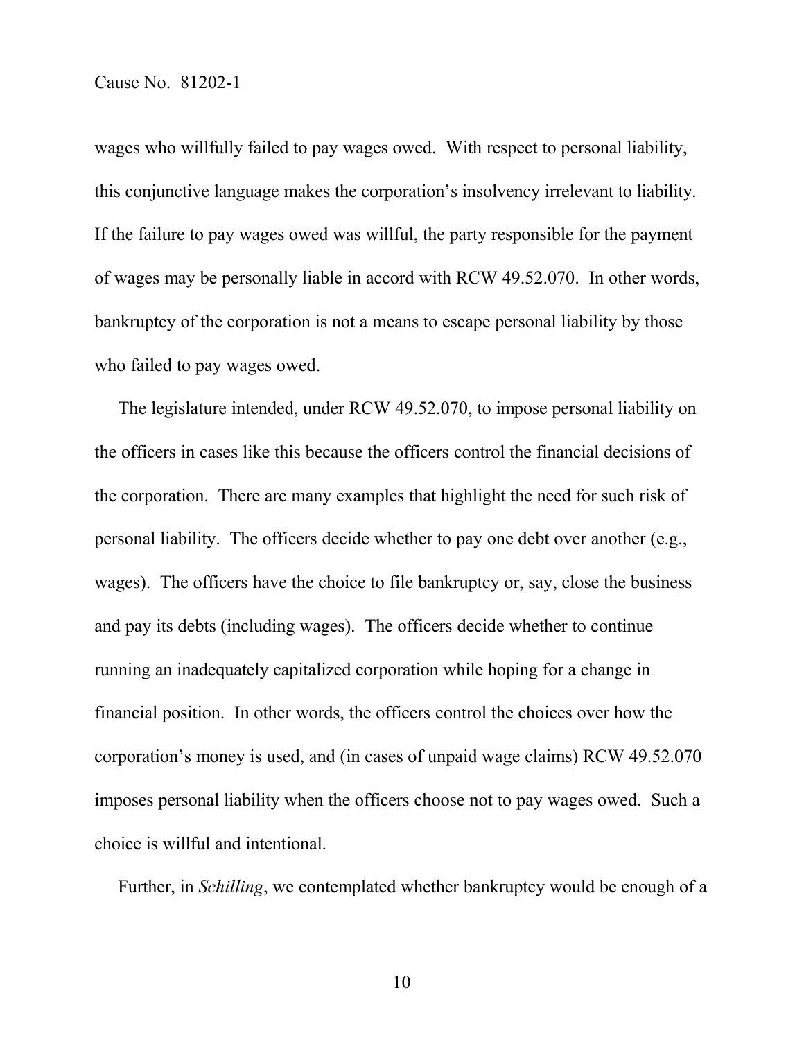wages who willfully failed to pay wages owed. With respect to personal liability, this conjunctive language makes the corporation's insolvency irrelevant to liability. If the failure to pay wages owed was willful, the party responsible for the payment of wages may be personally liable in accord with RCW 49.52.070. In other words, bankruptcy of the corporation is not a means to escape personal liability by those who failed to pay wages owed.

The legislature intended, under RCW 49.52.070, to impose personal liability on the officers in cases like this because the officers control the financial decisions of the corporation. There are many examples that highlight the need for such risk of personal liability. The officers decide whether to pay one debt over another (e.g., wages). The officers have the choice to file bankruptcy or, say, close the business and pay its debts (including wages). The officers decide whether to continue running an inadequately capitalized corporation while hoping for a change in financial position. In other words, the officers control the choices over how the corporation's money is used, and (in cases of unpaid wage claims) RCW 49.52.070 imposes personal liability when the officers choose not to pay wages owed. Such a choice is willful and intentional.

Further, in *Schilling*, we contemplated whether bankruptcy would be enough of a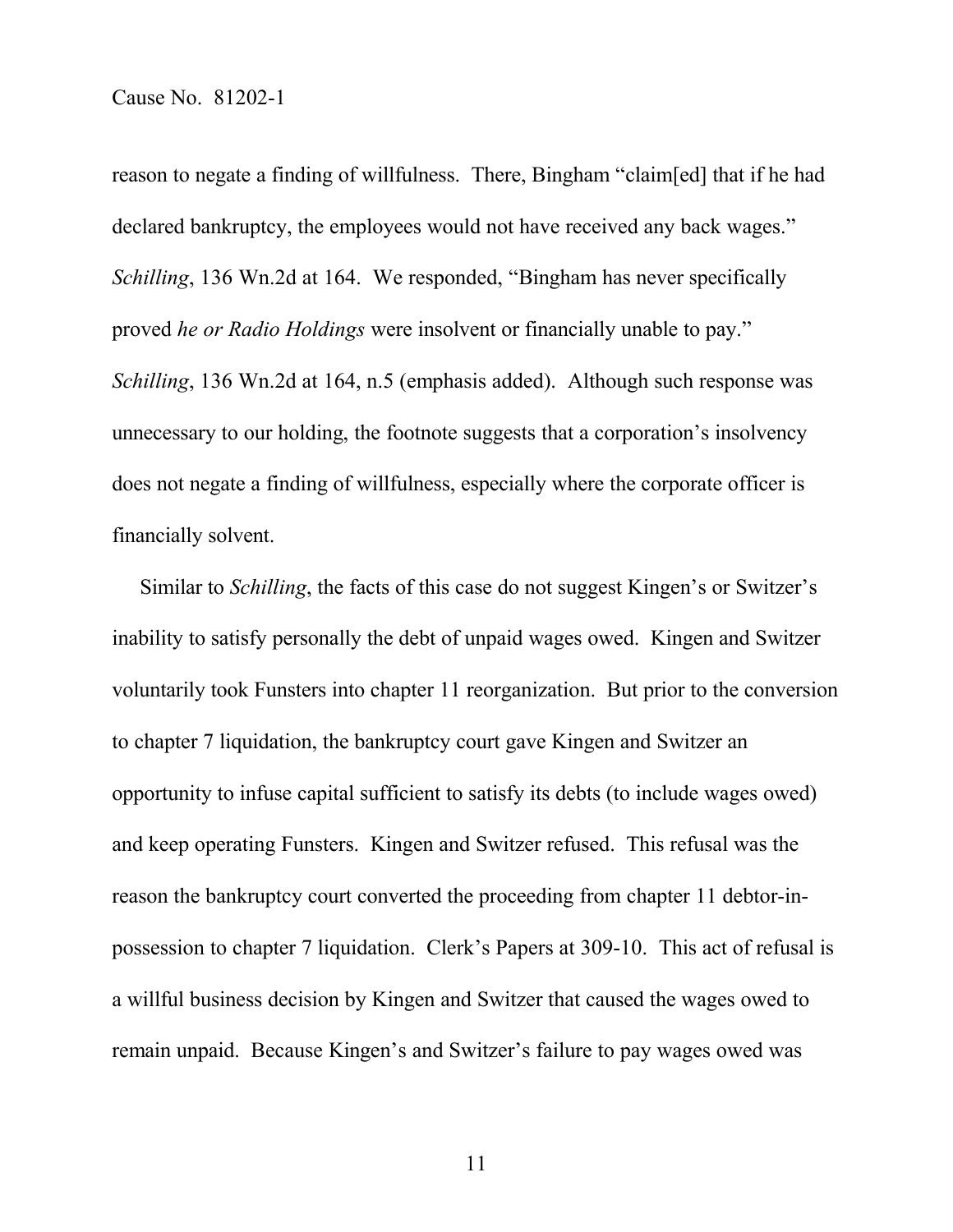reason to negate a finding of willfulness. There, Bingham "claim[ed] that if he had declared bankruptcy, the employees would not have received any back wages." *Schilling*, 136 Wn.2d at 164. We responded, "Bingham has never specifically proved *he or Radio Holdings* were insolvent or financially unable to pay." *Schilling*, 136 Wn.2d at 164, n.5 (emphasis added). Although such response was unnecessary to our holding, the footnote suggests that a corporation's insolvency does not negate a finding of willfulness, especially where the corporate officer is financially solvent.

Similar to *Schilling*, the facts of this case do not suggest Kingen's or Switzer's inability to satisfy personally the debt of unpaid wages owed. Kingen and Switzer voluntarily took Funsters into chapter 11 reorganization. But prior to the conversion to chapter 7 liquidation, the bankruptcy court gave Kingen and Switzer an opportunity to infuse capital sufficient to satisfy its debts (to include wages owed) and keep operating Funsters. Kingen and Switzer refused. This refusal was the reason the bankruptcy court converted the proceeding from chapter 11 debtor-in-possession to chapter 7 liquidation. Clerk's Papers at 309-10. This act of refusal is a willful business decision by Kingen and Switzer that caused the wages owed to remain unpaid. Because Kingen's and Switzer's failure to pay wages owed was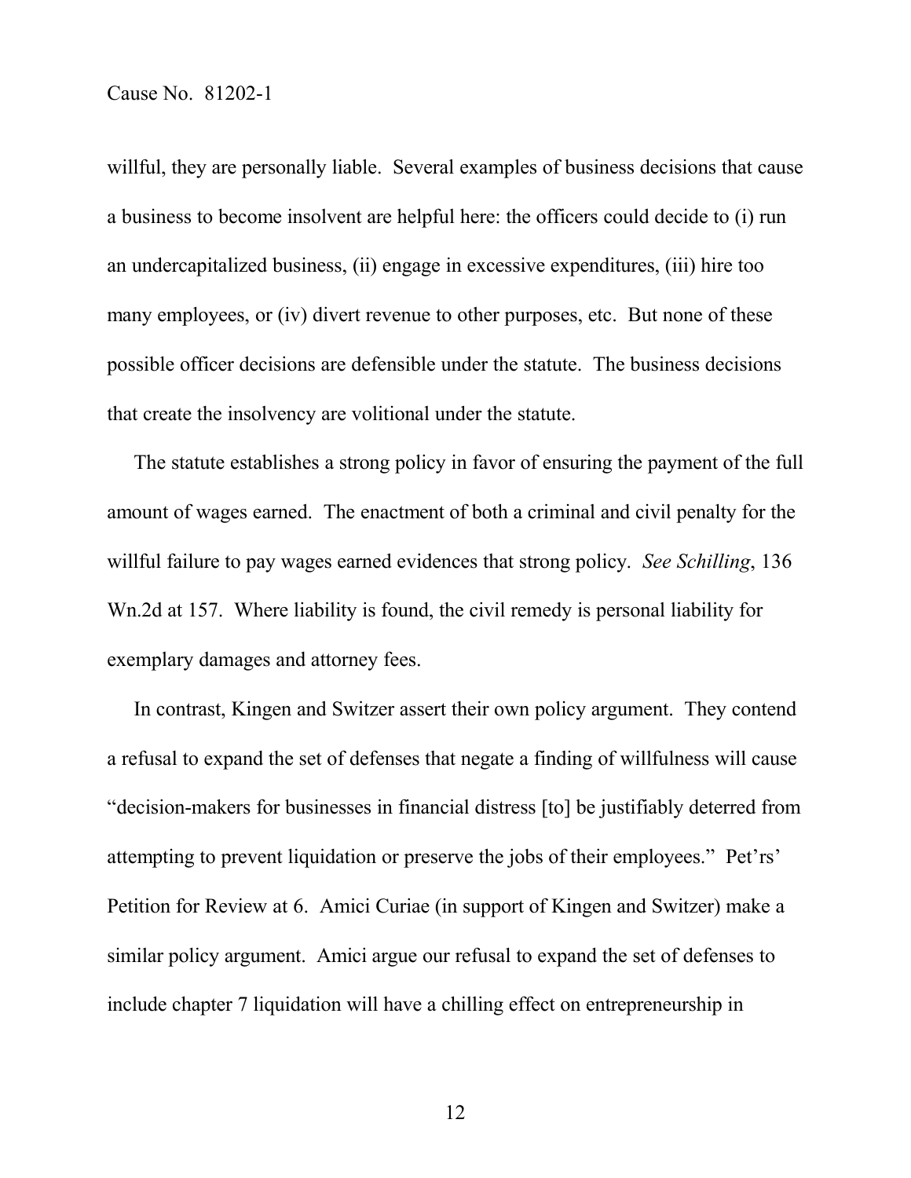willful, they are personally liable. Several examples of business decisions that cause a business to become insolvent are helpful here: the officers could decide to (i) run an undercapitalized business, (ii) engage in excessive expenditures, (iii) hire too many employees, or (iv) divert revenue to other purposes, etc. But none of these possible officer decisions are defensible under the statute. The business decisions that create the insolvency are volitional under the statute.

The statute establishes a strong policy in favor of ensuring the payment of the full amount of wages earned. The enactment of both a criminal and civil penalty for the willful failure to pay wages earned evidences that strong policy. *See Schilling*, 136 Wn.2d at 157. Where liability is found, the civil remedy is personal liability for exemplary damages and attorney fees.

In contrast, Kingen and Switzer assert their own policy argument. They contend a refusal to expand the set of defenses that negate a finding of willfulness will cause "decision-makers for businesses in financial distress [to] be justifiably deterred from attempting to prevent liquidation or preserve the jobs of their employees." Pet'rs' Petition for Review at 6. Amici Curiae (in support of Kingen and Switzer) make a similar policy argument. Amici argue our refusal to expand the set of defenses to include chapter 7 liquidation will have a chilling effect on entrepreneurship in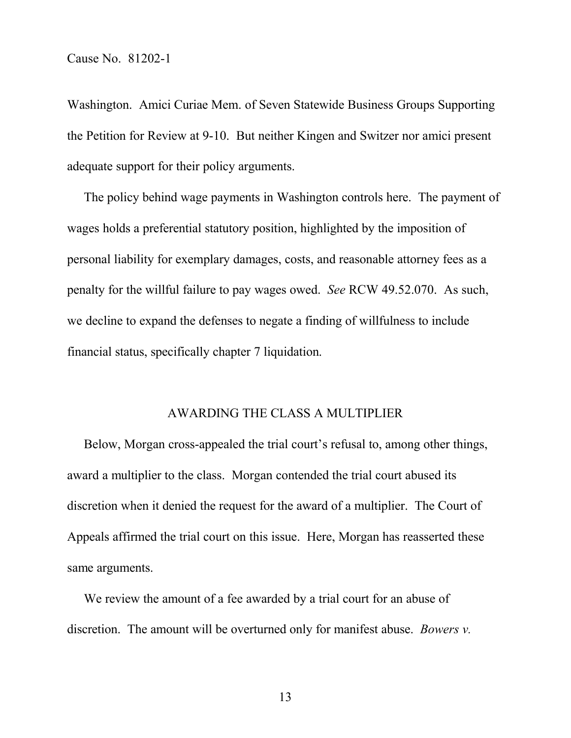Washington. Amici Curiae Mem. of Seven Statewide Business Groups Supporting the Petition for Review at 9-10. But neither Kingen and Switzer nor amici present adequate support for their policy arguments.

The policy behind wage payments in Washington controls here. The payment of wages holds a preferential statutory position, highlighted by the imposition of personal liability for exemplary damages, costs, and reasonable attorney fees as a penalty for the willful failure to pay wages owed. *See* RCW 49.52.070. As such, we decline to expand the defenses to negate a finding of willfulness to include financial status, specifically chapter 7 liquidation.

## AWARDING THE CLASS A MULTIPLIER

Below, Morgan cross-appealed the trial court's refusal to, among other things, award a multiplier to the class. Morgan contended the trial court abused its discretion when it denied the request for the award of a multiplier. The Court of Appeals affirmed the trial court on this issue. Here, Morgan has reasserted these same arguments.

We review the amount of a fee awarded by a trial court for an abuse of discretion. The amount will be overturned only for manifest abuse. *Bowers v.*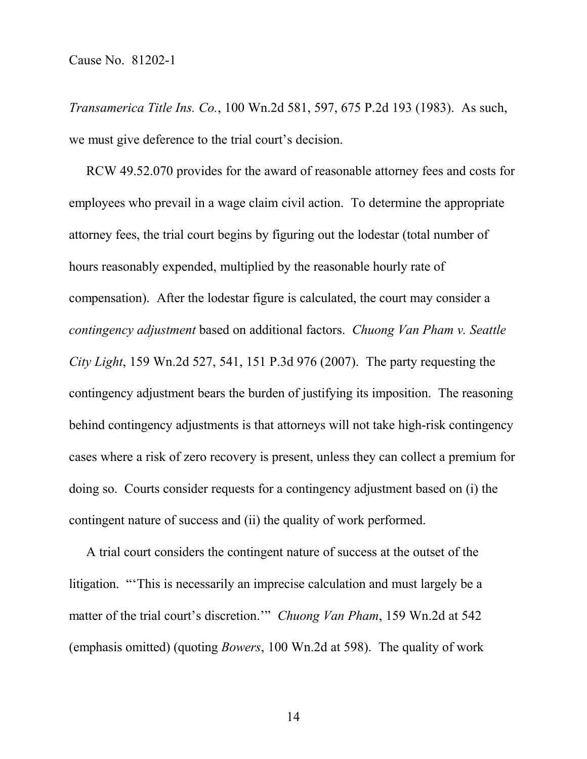*Transamerica Title Ins. Co.*, 100 Wn.2d 581, 597, 675 P.2d 193 (1983). As such, we must give deference to the trial court's decision.

RCW 49.52.070 provides for the award of reasonable attorney fees and costs for employees who prevail in a wage claim civil action. To determine the appropriate attorney fees, the trial court begins by figuring out the lodestar (total number of hours reasonably expended, multiplied by the reasonable hourly rate of compensation). After the lodestar figure is calculated, the court may consider a *contingency adjustment* based on additional factors. *Chuong Van Pham v. Seattle City Light*, 159 Wn.2d 527, 541, 151 P.3d 976 (2007). The party requesting the contingency adjustment bears the burden of justifying its imposition. The reasoning behind contingency adjustments is that attorneys will not take high-risk contingency cases where a risk of zero recovery is present, unless they can collect a premium for doing so. Courts consider requests for a contingency adjustment based on (i) the contingent nature of success and (ii) the quality of work performed.

A trial court considers the contingent nature of success at the outset of the litigation. "'This is necessarily an imprecise calculation and must largely be a matter of the trial court's discretion.'" *Chuong Van Pham*, 159 Wn.2d at 542 (emphasis omitted) (quoting *Bowers*, 100 Wn.2d at 598). The quality of work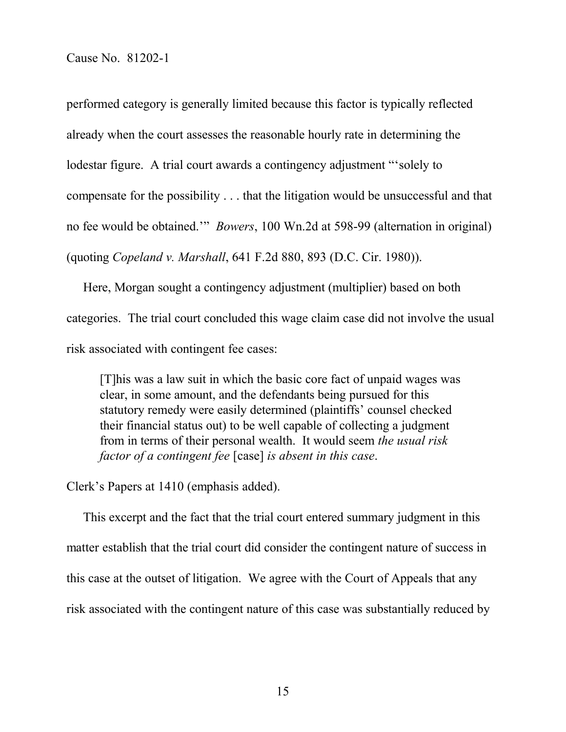performed category is generally limited because this factor is typically reflected already when the court assesses the reasonable hourly rate in determining the lodestar figure. A trial court awards a contingency adjustment "'solely to compensate for the possibility . . . that the litigation would be unsuccessful and that no fee would be obtained.'" *Bowers*, 100 Wn.2d at 598-99 (alternation in original) (quoting *Copeland v. Marshall*, 641 F.2d 880, 893 (D.C. Cir. 1980)).

Here, Morgan sought a contingency adjustment (multiplier) based on both categories. The trial court concluded this wage claim case did not involve the usual risk associated with contingent fee cases:

> [T]his was a law suit in which the basic core fact of unpaid wages was clear, in some amount, and the defendants being pursued for this statutory remedy were easily determined (plaintiffs' counsel checked their financial status out) to be well capable of collecting a judgment from in terms of their personal wealth. It would seem *the usual risk factor of a contingent fee* [case] *is absent in this case*.

Clerk's Papers at 1410 (emphasis added).

This excerpt and the fact that the trial court entered summary judgment in this matter establish that the trial court did consider the contingent nature of success in this case at the outset of litigation. We agree with the Court of Appeals that any risk associated with the contingent nature of this case was substantially reduced by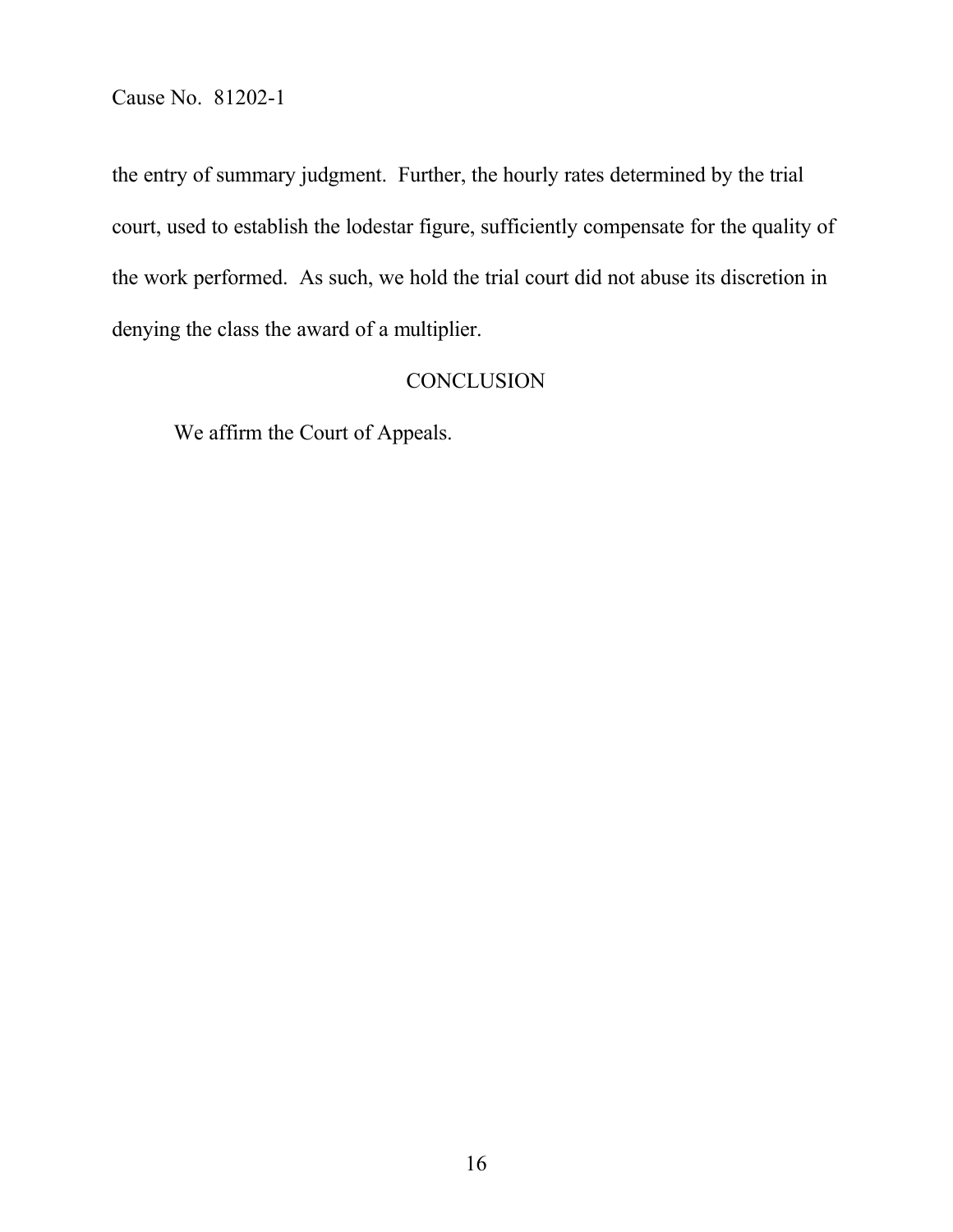the entry of summary judgment. Further, the hourly rates determined by the trial court, used to establish the lodestar figure, sufficiently compensate for the quality of the work performed. As such, we hold the trial court did not abuse its discretion in denying the class the award of a multiplier.

## CONCLUSION

We affirm the Court of Appeals.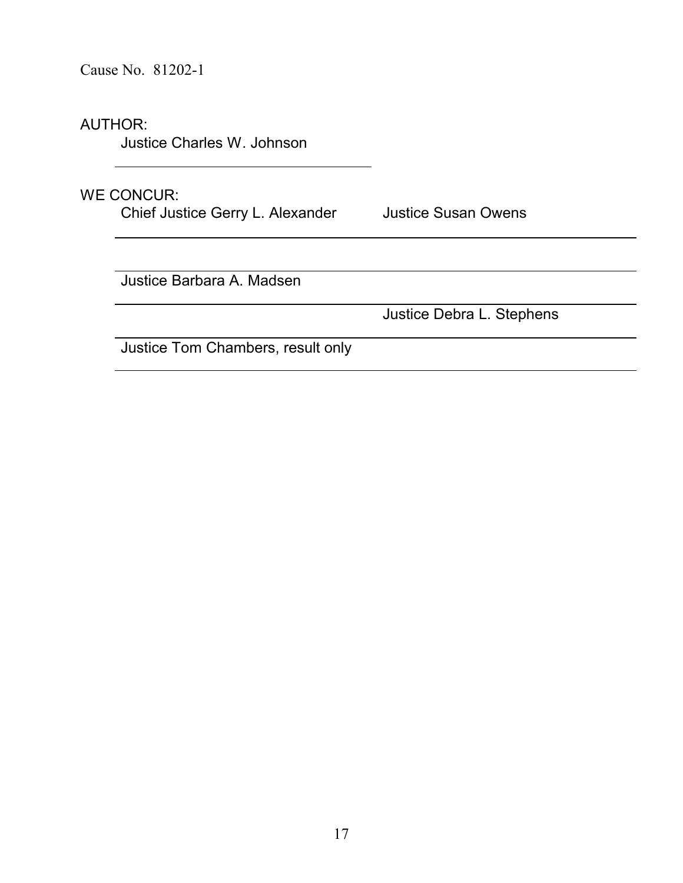Cause No. 81202-1

AUTHOR:

Justice Charles W. Johnson

WE CONCUR:

Chief Justice Gerry L. Alexander

Justice Susan Owens

Justice Barbara A. Madsen

Justice Debra L. Stephens

Justice Tom Chambers, result only